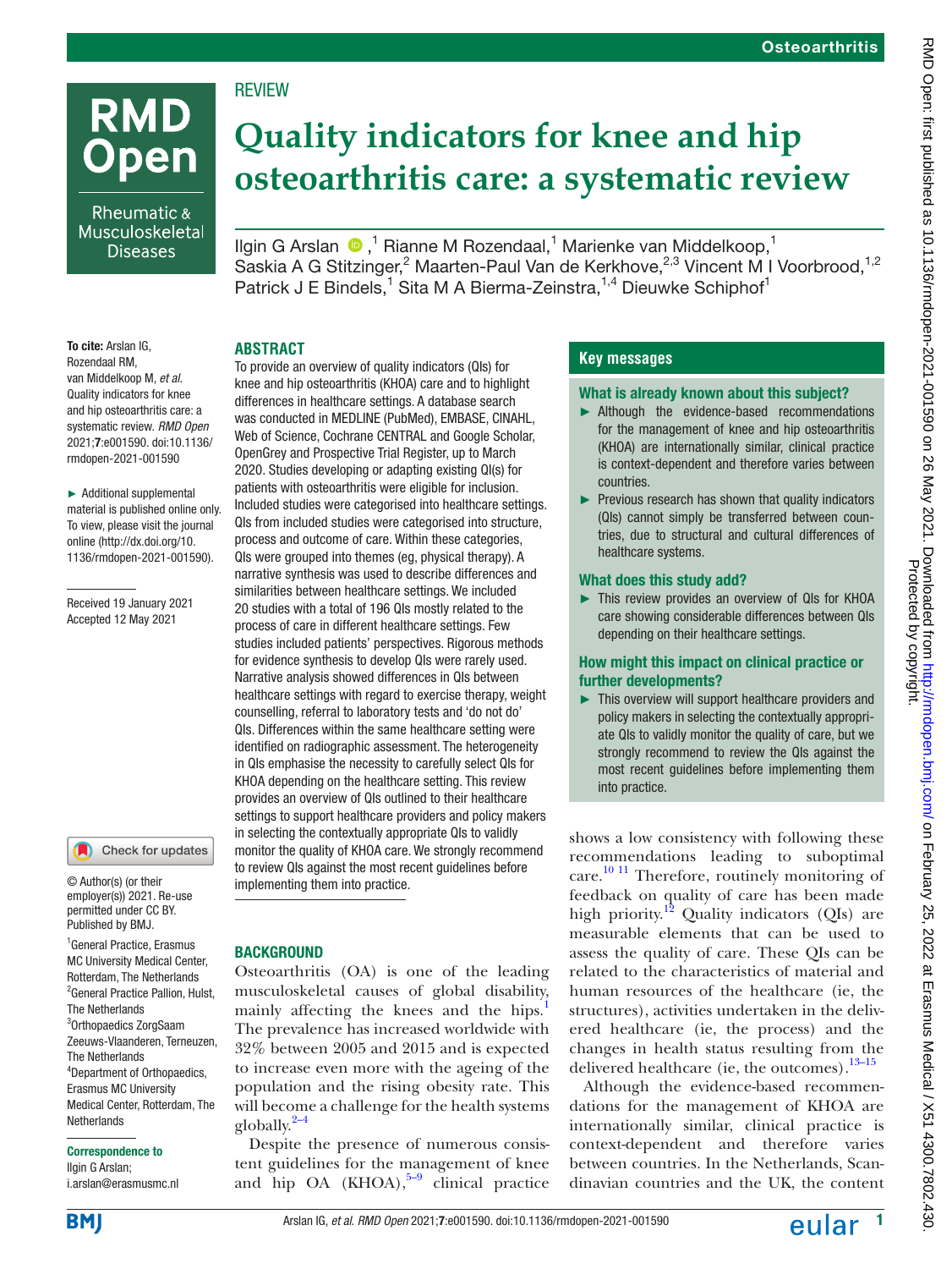REVIEW

# Quality indicators for knee and hip osteoarthritis care: a systematic review

Ilgin G Arslan,[1] Rianne M Rozendaal,[1] Marienke van Middelkoop,[1] Saskia A G Stitzinger,[2] Maarten-Paul Van de Kerkhove,[2,3] Vincent M I Voorbrood,[1,2] Patrick J E Bindels,[1] Sita M A Bierma-Zeinstra,[1,4] Dieuwke Schiphof[1]

**To cite:** Arslan IG, Rozendaal RM, van Middelkoop M, *et al*. Quality indicators for knee and hip osteoarthritis care: a systematic review. *RMD Open* 2021;**7**:e001590. doi:10.1136/rmdopen-2021-001590

► Additional supplemental material is published online only. To view, please visit the journal online (http://dx.doi.org/10.1136/rmdopen-2021-001590).

Received 19 January 2021
Accepted 12 May 2021

© Author(s) (or their employer(s)) 2021. Re-use permitted under CC BY. Published by BMJ.

[1]General Practice, Erasmus MC University Medical Center, Rotterdam, The Netherlands
[2]General Practice Pallion, Hulst, The Netherlands
[3]Orthopaedics ZorgSaam Zeeuws-Vlaanderen, Terneuzen, The Netherlands
[4]Department of Orthopaedics, Erasmus MC University Medical Center, Rotterdam, The Netherlands

**Correspondence to**
Ilgin G Arslan;
i.arslan@erasmusmc.nl

## ABSTRACT

To provide an overview of quality indicators (QIs) for knee and hip osteoarthritis (KHOA) care and to highlight differences in healthcare settings. A database search was conducted in MEDLINE (PubMed), EMBASE, CINAHL, Web of Science, Cochrane CENTRAL and Google Scholar, OpenGrey and Prospective Trial Register, up to March 2020. Studies developing or adapting existing QI(s) for patients with osteoarthritis were eligible for inclusion. Included studies were categorised into healthcare settings. QIs from included studies were categorised into structure, process and outcome of care. Within these categories, QIs were grouped into themes (eg, physical therapy). A narrative synthesis was used to describe differences and similarities between healthcare settings. We included 20 studies with a total of 196 QIs mostly related to the process of care in different healthcare settings. Few studies included patients' perspectives. Rigorous methods for evidence synthesis to develop QIs were rarely used. Narrative analysis showed differences in QIs between healthcare settings with regard to exercise therapy, weight counselling, referral to laboratory tests and 'do not do' QIs. Differences within the same healthcare setting were identified on radiographic assessment. The heterogeneity in QIs emphasise the necessity to carefully select QIs for KHOA depending on the healthcare setting. This review provides an overview of QIs outlined to their healthcare settings to support healthcare providers and policy makers in selecting the contextually appropriate QIs to validly monitor the quality of KHOA care. We strongly recommend to review QIs against the most recent guidelines before implementing them into practice.

## Key messages

### What is already known about this subject?

- ► Although the evidence-based recommendations for the management of knee and hip osteoarthritis (KHOA) are internationally similar, clinical practice is context-dependent and therefore varies between countries.
- ► Previous research has shown that quality indicators (QIs) cannot simply be transferred between countries, due to structural and cultural differences of healthcare systems.

### What does this study add?

- ► This review provides an overview of QIs for KHOA care showing considerable differences between QIs depending on their healthcare settings.

### How might this impact on clinical practice or further developments?

- ► This overview will support healthcare providers and policy makers in selecting the contextually appropriate QIs to validly monitor the quality of care, but we strongly recommend to review the QIs against the most recent guidelines before implementing them into practice.

## BACKGROUND

Osteoarthritis (OA) is one of the leading musculoskeletal causes of global disability, mainly affecting the knees and the hips.[1] The prevalence has increased worldwide with 32% between 2005 and 2015 and is expected to increase even more with the ageing of the population and the rising obesity rate. This will become a challenge for the health systems globally.[2–4]

Despite the presence of numerous consistent guidelines for the management of knee and hip OA (KHOA),[5–9] clinical practice shows a low consistency with following these recommendations leading to suboptimal care.[10,11] Therefore, routinely monitoring of feedback on quality of care has been made high priority.[12] Quality indicators (QIs) are measurable elements that can be used to assess the quality of care. These QIs can be related to the characteristics of material and human resources of the healthcare (ie, the structures), activities undertaken in the delivered healthcare (ie, the process) and the changes in health status resulting from the delivered healthcare (ie, the outcomes).[13–15]

Although the evidence-based recommendations for the management of KHOA are internationally similar, clinical practice is context-dependent and therefore varies between countries. In the Netherlands, Scandinavian countries and the UK, the content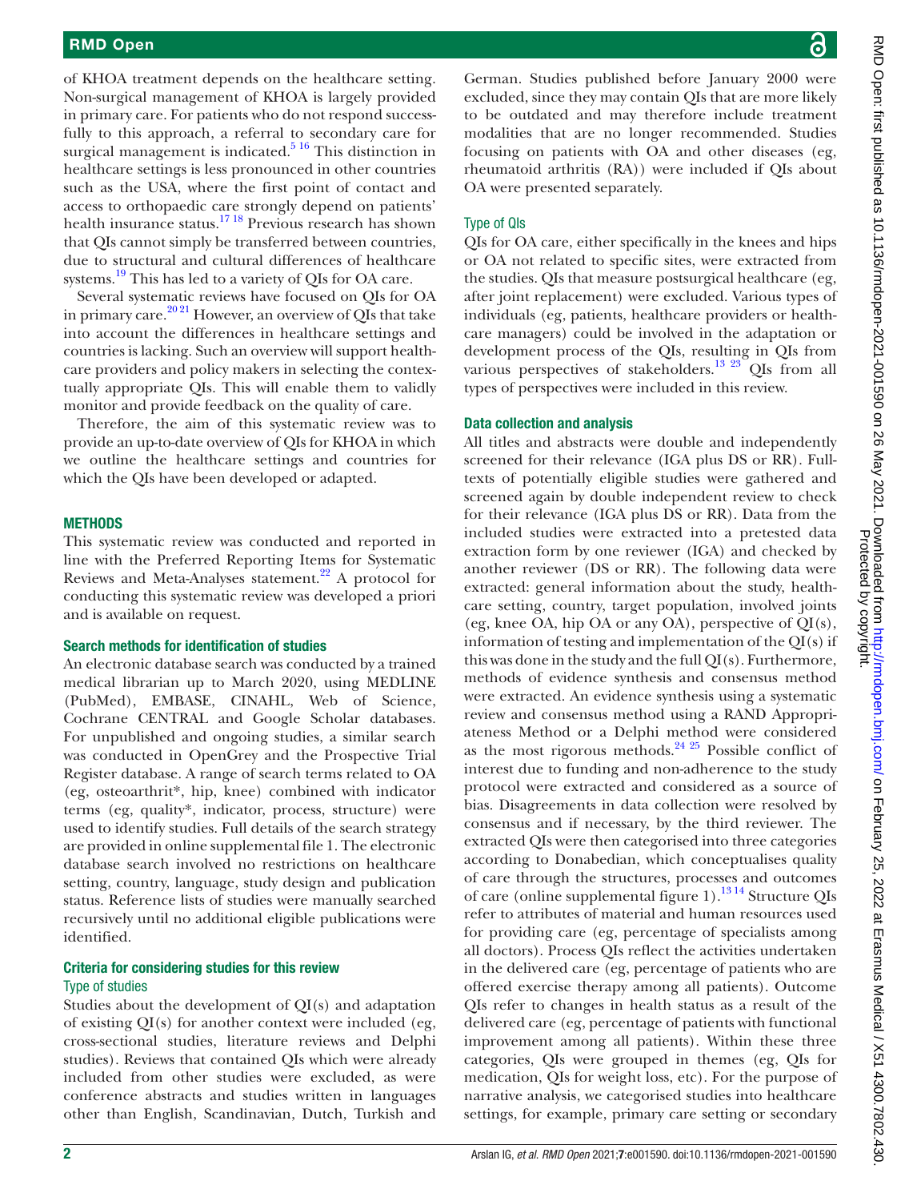of KHOA treatment depends on the healthcare setting. Non-surgical management of KHOA is largely provided in primary care. For patients who do not respond successfully to this approach, a referral to secondary care for surgical management is indicated.[5,16] This distinction in healthcare settings is less pronounced in other countries such as the USA, where the first point of contact and access to orthopaedic care strongly depend on patients' health insurance status.[17,18] Previous research has shown that QIs cannot simply be transferred between countries, due to structural and cultural differences of healthcare systems.[19] This has led to a variety of QIs for OA care.

Several systematic reviews have focused on QIs for OA in primary care.[20,21] However, an overview of QIs that take into account the differences in healthcare settings and countries is lacking. Such an overview will support healthcare providers and policy makers in selecting the contextually appropriate QIs. This will enable them to validly monitor and provide feedback on the quality of care.

Therefore, the aim of this systematic review was to provide an up-to-date overview of QIs for KHOA in which we outline the healthcare settings and countries for which the QIs have been developed or adapted.

## METHODS

This systematic review was conducted and reported in line with the Preferred Reporting Items for Systematic Reviews and Meta-Analyses statement.[22] A protocol for conducting this systematic review was developed a priori and is available on request.

### Search methods for identification of studies

An electronic database search was conducted by a trained medical librarian up to March 2020, using MEDLINE (PubMed), EMBASE, CINAHL, Web of Science, Cochrane CENTRAL and Google Scholar databases. For unpublished and ongoing studies, a similar search was conducted in OpenGrey and the Prospective Trial Register database. A range of search terms related to OA (eg, osteoarthrit*, hip, knee) combined with indicator terms (eg, quality*, indicator, process, structure) were used to identify studies. Full details of the search strategy are provided in online supplemental file 1. The electronic database search involved no restrictions on healthcare setting, country, language, study design and publication status. Reference lists of studies were manually searched recursively until no additional eligible publications were identified.

### Criteria for considering studies for this review

#### Type of studies

Studies about the development of QI(s) and adaptation of existing QI(s) for another context were included (eg, cross-sectional studies, literature reviews and Delphi studies). Reviews that contained QIs which were already included from other studies were excluded, as were conference abstracts and studies written in languages other than English, Scandinavian, Dutch, Turkish and German. Studies published before January 2000 were excluded, since they may contain QIs that are more likely to be outdated and may therefore include treatment modalities that are no longer recommended. Studies focusing on patients with OA and other diseases (eg, rheumatoid arthritis (RA)) were included if QIs about OA were presented separately.

#### Type of QIs

QIs for OA care, either specifically in the knees and hips or OA not related to specific sites, were extracted from the studies. QIs that measure postsurgical healthcare (eg, after joint replacement) were excluded. Various types of individuals (eg, patients, healthcare providers or healthcare managers) could be involved in the adaptation or development process of the QIs, resulting in QIs from various perspectives of stakeholders.[13,23] QIs from all types of perspectives were included in this review.

### Data collection and analysis

All titles and abstracts were double and independently screened for their relevance (IGA plus DS or RR). Full-texts of potentially eligible studies were gathered and screened again by double independent review to check for their relevance (IGA plus DS or RR). Data from the included studies were extracted into a pretested data extraction form by one reviewer (IGA) and checked by another reviewer (DS or RR). The following data were extracted: general information about the study, healthcare setting, country, target population, involved joints (eg, knee OA, hip OA or any OA), perspective of QI(s), information of testing and implementation of the QI(s) if this was done in the study and the full QI(s). Furthermore, methods of evidence synthesis and consensus method were extracted. An evidence synthesis using a systematic review and consensus method using a RAND Appropriateness Method or a Delphi method were considered as the most rigorous methods.[24,25] Possible conflict of interest due to funding and non-adherence to the study protocol were extracted and considered as a source of bias. Disagreements in data collection were resolved by consensus and if necessary, by the third reviewer. The extracted QIs were then categorised into three categories according to Donabedian, which conceptualises quality of care through the structures, processes and outcomes of care (online supplemental figure 1).[13,14] Structure QIs refer to attributes of material and human resources used for providing care (eg, percentage of specialists among all doctors). Process QIs reflect the activities undertaken in the delivered care (eg, percentage of patients who are offered exercise therapy among all patients). Outcome QIs refer to changes in health status as a result of the delivered care (eg, percentage of patients with functional improvement among all patients). Within these three categories, QIs were grouped in themes (eg, QIs for medication, QIs for weight loss, etc). For the purpose of narrative analysis, we categorised studies into healthcare settings, for example, primary care setting or secondary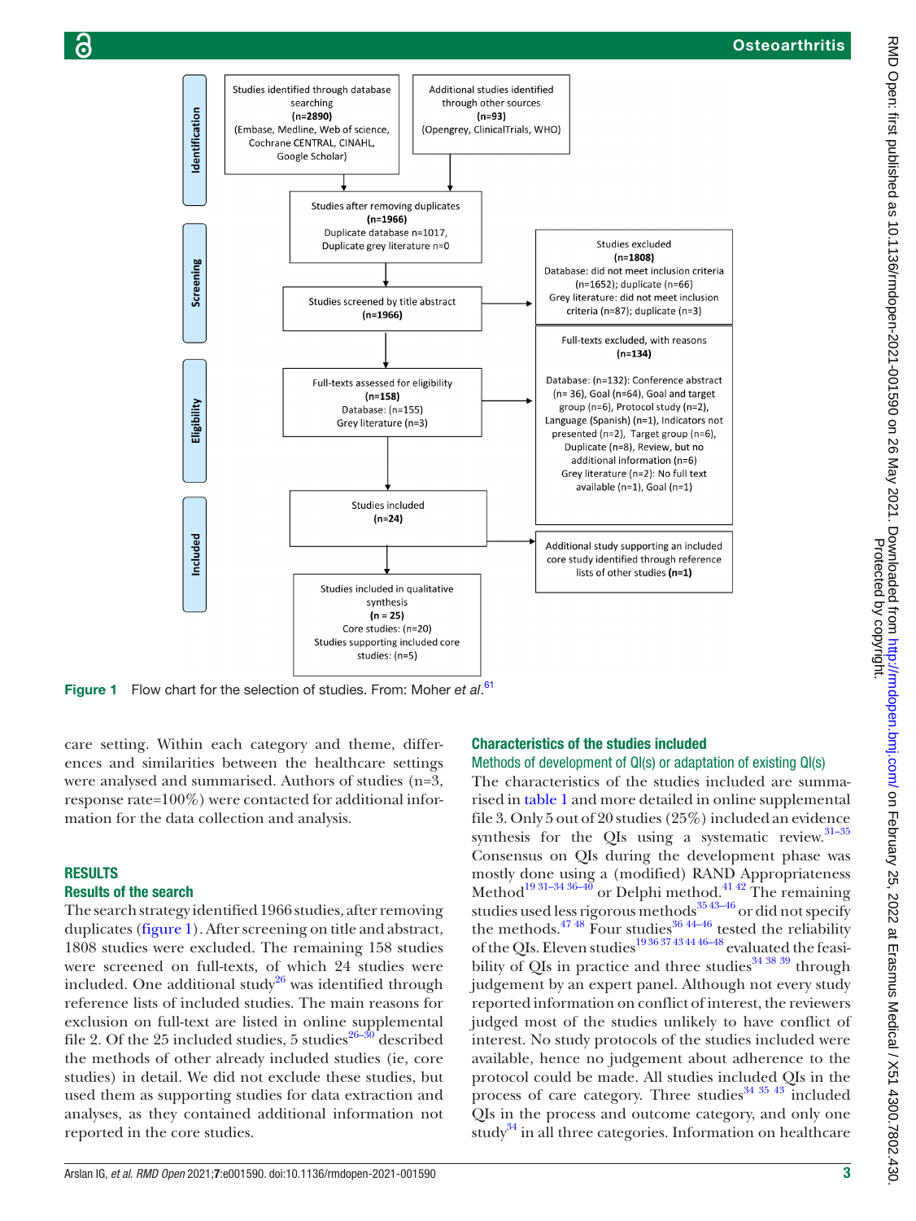Identification

Studies identified through database searching **(n=2890)** (Embase, Medline, Web of science, Cochrane CENTRAL, CINAHL, Google Scholar)

Additional studies identified through other sources **(n=93)** (Opengrey, ClinicalTrials, WHO)

Screening

Studies after removing duplicates **(n=1966)** Duplicate database n=1017, Duplicate grey literature n=0

Studies screened by title abstract **(n=1966)**

Studies excluded **(n=1808)** Database: did not meet inclusion criteria (n=1652); duplicate (n=66) Grey literature: did not meet inclusion criteria (n=87); duplicate (n=3)

Eligibility

Full-texts assessed for eligibility **(n=158)** Database: (n=155) Grey literature (n=3)

Full-texts excluded, with reasons **(n=134)**

Database: (n=132): Conference abstract (n= 36), Goal (n=64), Goal and target group (n=6), Protocol study (n=2), Language (Spanish) (n=1), Indicators not presented (n=2), Target group (n=6), Duplicate (n=8), Review, but no additional information (n=6) Grey literature (n=2): No full text available (n=1), Goal (n=1)

Included

Studies included **(n=24)**

Additional study supporting an included core study identified through reference lists of other studies **(n=1)**

Studies included in qualitative synthesis **(n = 25)** Core studies: (n=20) Studies supporting included core studies: (n=5)

**Figure 1** Flow chart for the selection of studies. From: Moher *et al*.[61]

care setting. Within each category and theme, differences and similarities between the healthcare settings were analysed and summarised. Authors of studies (n=3, response rate=100%) were contacted for additional information for the data collection and analysis.

## RESULTS

### Results of the search

The search strategy identified 1966 studies, after removing duplicates (figure 1). After screening on title and abstract, 1808 studies were excluded. The remaining 158 studies were screened on full-texts, of which 24 studies were included. One additional study[26] was identified through reference lists of included studies. The main reasons for exclusion on full-text are listed in online supplemental file 2. Of the 25 included studies, 5 studies[26–30] described the methods of other already included studies (ie, core studies) in detail. We did not exclude these studies, but used them as supporting studies for data extraction and analyses, as they contained additional information not reported in the core studies.

### Characteristics of the studies included

#### Methods of development of QI(s) or adaptation of existing QI(s)

The characteristics of the studies included are summarised in table 1 and more detailed in online supplemental file 3. Only 5 out of 20 studies (25%) included an evidence synthesis for the QIs using a systematic review.[31–35] Consensus on QIs during the development phase was mostly done using a (modified) RAND Appropriateness Method[19 31–34 36–40] or Delphi method.[41 42] The remaining studies used less rigorous methods[35 43–46] or did not specify the methods.[47 48] Four studies[36 44–46] tested the reliability of the QIs. Eleven studies[19 36 37 43 44 46–48] evaluated the feasibility of QIs in practice and three studies[34 38 39] through judgement by an expert panel. Although not every study reported information on conflict of interest, the reviewers judged most of the studies unlikely to have conflict of interest. No study protocols of the studies included were available, hence no judgement about adherence to the protocol could be made. All studies included QIs in the process of care category. Three studies[34 35 43] included QIs in the process and outcome category, and only one study[34] in all three categories. Information on healthcare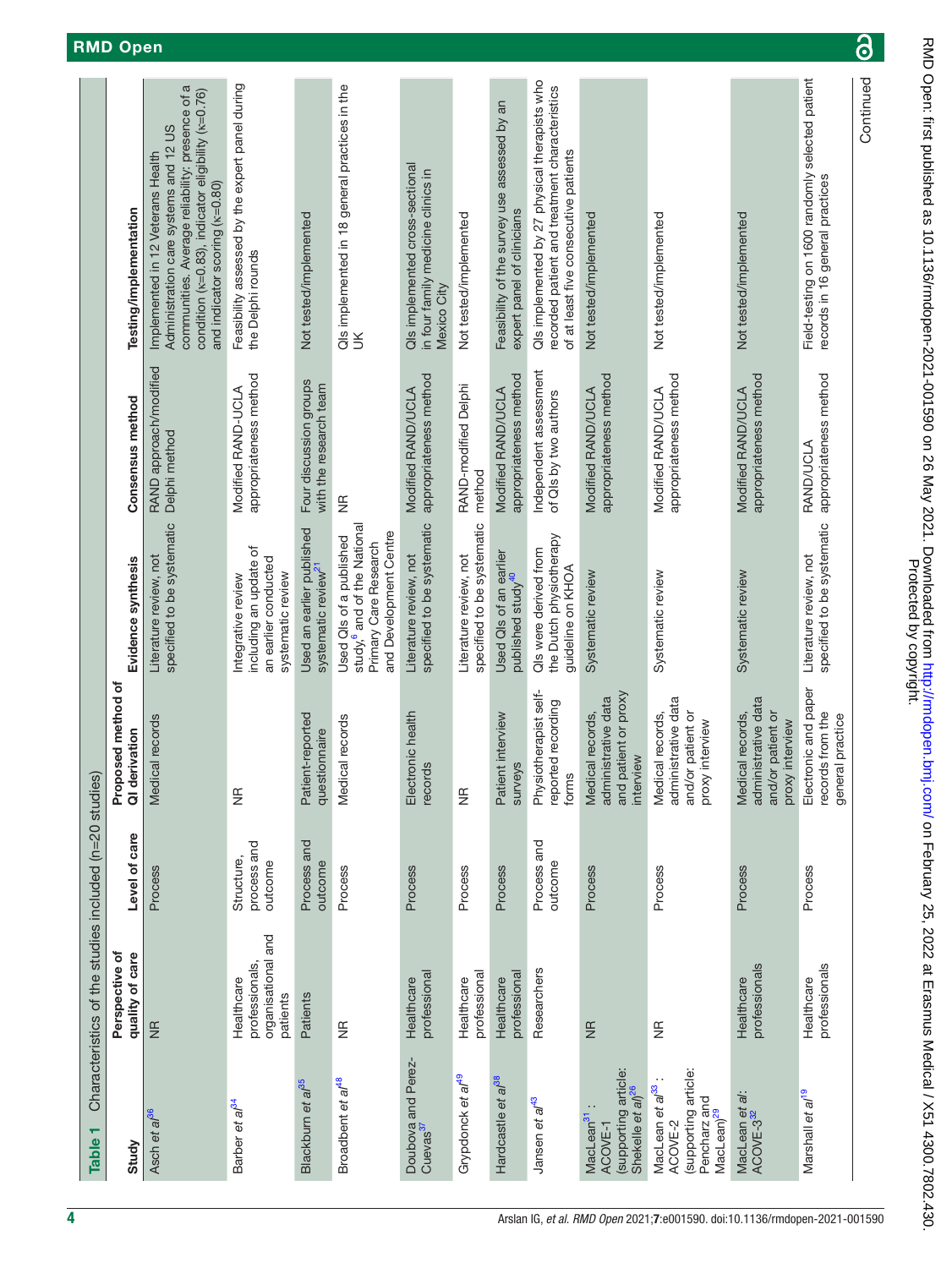**Table 1** Characteristics of the studies included (n=20 studies)

| Study | Perspective of quality of care | Level of care | Proposed method of QI derivation | Evidence synthesis | Consensus method | Testing/implementation |
|---|---|---|---|---|---|---|
| Asch *et al*[36] | NR | Process | Medical records | Literature review, not specified to be systematic | RAND approach/modified Delphi method | Implemented in 12 Veterans Health Administration care systems and 12 US communities. Average reliability: presence of a condition (κ=0.83), indicator eligibility (κ=0.76) and indicator scoring (κ=0.80) |
| Barber *et al*[34] | Healthcare professionals, organisational and patients | Structure, process and outcome | NR | Integrative review including an update of an earlier conducted systematic review | Modified RAND-UCLA appropriateness method | Feasibility assessed by the expert panel during the Delphi rounds |
| Blackburn *et al*[35] | Patients | Process and outcome | Patient-reported questionnaire | Used an earlier published systematic review[21] | Four discussion groups with the research team | Not tested/implemented |
| Broadbent *et al*[48] | NR | Process | Medical records | Used QIs of a published study,[6] and of the National Primary Care Research and Development Centre | NR | QIs implemented in 18 general practices in the UK |
| Doubova and Perez-Cuevas[37] | Healthcare professional | Process | Electronic health records | Literature review, not specified to be systematic | Modified RAND/UCLA appropriateness method | QIs implemented cross-sectional in four family medicine clinics in Mexico City |
| Grypdonck *et al*[49] | Healthcare professional | Process | NR | Literature review, not specified to be systematic | RAND-modified Delphi method | Not tested/implemented |
| Hardcastle *et al*[38] | Healthcare professional | Process | Patient interview surveys | Used QIs of an earlier published study[40] | Modified RAND/UCLA appropriateness method | Feasibility of the survey use assessed by an expert panel of clinicians |
| Jansen *et al*[43] | Researchers | Process and outcome | Physiotherapist self-reported recording forms | QIs were derived from the Dutch physiotherapy guideline on KHOA | Independent assessment of QIs by two authors | QIs implemented by 27 physical therapists who recorded patient and treatment characteristics of at least five consecutive patients |
| MacLean[31]: ACOVE-1 (supporting article: Shekelle *et al*)[26] | NR | Process | Medical records, administrative data and patient or proxy interview | Systematic review | Modified RAND/UCLA appropriateness method | Not tested/implemented |
| MacLean *et al*[33]: ACOVE-2 (supporting article: Pencharz and MacLean)[29] | NR | Process | Medical records, administrative data and/or patient or proxy interview | Systematic review | Modified RAND/UCLA appropriateness method | Not tested/implemented |
| MacLean *et al*: ACOVE-3[32] | Healthcare professionals | Process | Medical records, administrative data and/or patient or proxy interview | Systematic review | Modified RAND/UCLA appropriateness method | Not tested/implemented |
| Marshall *et al*[19] | Healthcare professionals | Process | Electronic and paper records from the general practice | Literature review, not specified to be systematic | RAND/UCLA appropriateness method | Field-testing on 1600 randomly selected patient records in 16 general practices |

Continued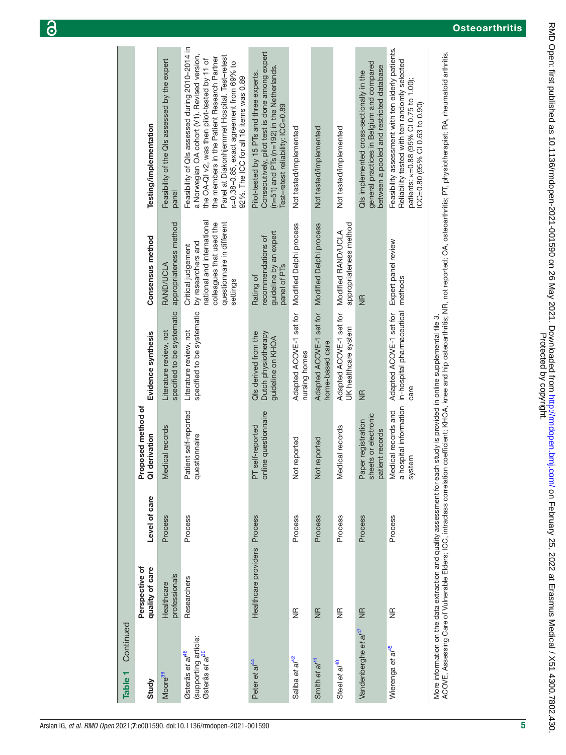**Table 1** Continued

| Study | Perspective of quality of care | Level of care | Proposed method of QI derivation | Evidence synthesis | Consensus method | Testing/implementation |
|---|---|---|---|---|---|---|
| Moore[39] | Healthcare professionals | Process | Medical records | Literature review, not specified to be systematic | RAND/UCLA appropriateness method | Feasibility of the QIs assessed by the expert panel |
| Østerås et al[46] (supporting article: Østerås et al[30]) | Researchers | Process | Patient self-reported questionnaire | Literature review, not specified to be systematic | Critical judgement by researchers and national and international colleagues that used the questionnaire in different settings | Feasibility of QIs assessed during 2010–2014 in a Norwegian OA cohort (V1). Revised version, the OA-QI v2, was then pilot-tested by 11 of the members in the Patient Research Partner Panel at Diakonhjemmet Hospital. Test–retest κ=0.38–0.85, exact agreement from 69% to 92%. The ICC for all 16 items was 0.89 |
| Peter et al[44] | Healthcare providers | Process | PT self-reported online questionnaire | QIs derived from the Dutch physiotherapy guideline on KHOA | Rating of recommendations of guideline by an expert panel of PTs | Pilot-tested by 15 PTs and three experts. Consecutively, pilot test is done among expert (n=51) and PTs (n=192) in the Netherlands. Test–retest reliability: ICC=0.89 |
| Saliba et al[42] | NR | Process | Not reported | Adapted ACOVE-1 set for nursing homes | Modified Delphi process | Not tested/implemented |
| Smith et al[41] | NR | Process | Not reported | Adapted ACOVE-1 set for home-based care | Modified Delphi process | Not tested/implemented |
| Steel et al[40] | NR | Process | Medical records | Adapted ACOVE-1 set for UK healthcare system | Modified RAND/UCLA appropriateness method | Not tested/implemented |
| Vandenberghe et al[47] | NR | Process | Paper registration sheets or electronic patient records | NR | NR | QIs implemented cross-sectionally in the general practices in Belgium and compared between a pooled and restricted database |
| Wierenga et al[45] | NR | Process | Medical records and a hospital information system | Adapted ACOVE-1 set for in-hospital pharmaceutical care | Expert panel review methods | Feasibility assessment with ten elderly patients. Reliability tested with ten randomly selected patients; κ=0.88 (95% CI 0.75 to 1.00); ICC=0.80 (95% CI 0.63 to 0.90) |

More information on the data extraction and quality assessment for each study is provided in online supplemental file 3.
ACOVE, Assessing Care of Vulnerable Elders; ICC, intraclass correlation coefficient; KHOA, knee and hip osteoarthritis; NR, not reported; OA, osteoarthritis; PT, physiotherapist; RA, rheumatoid arthritis.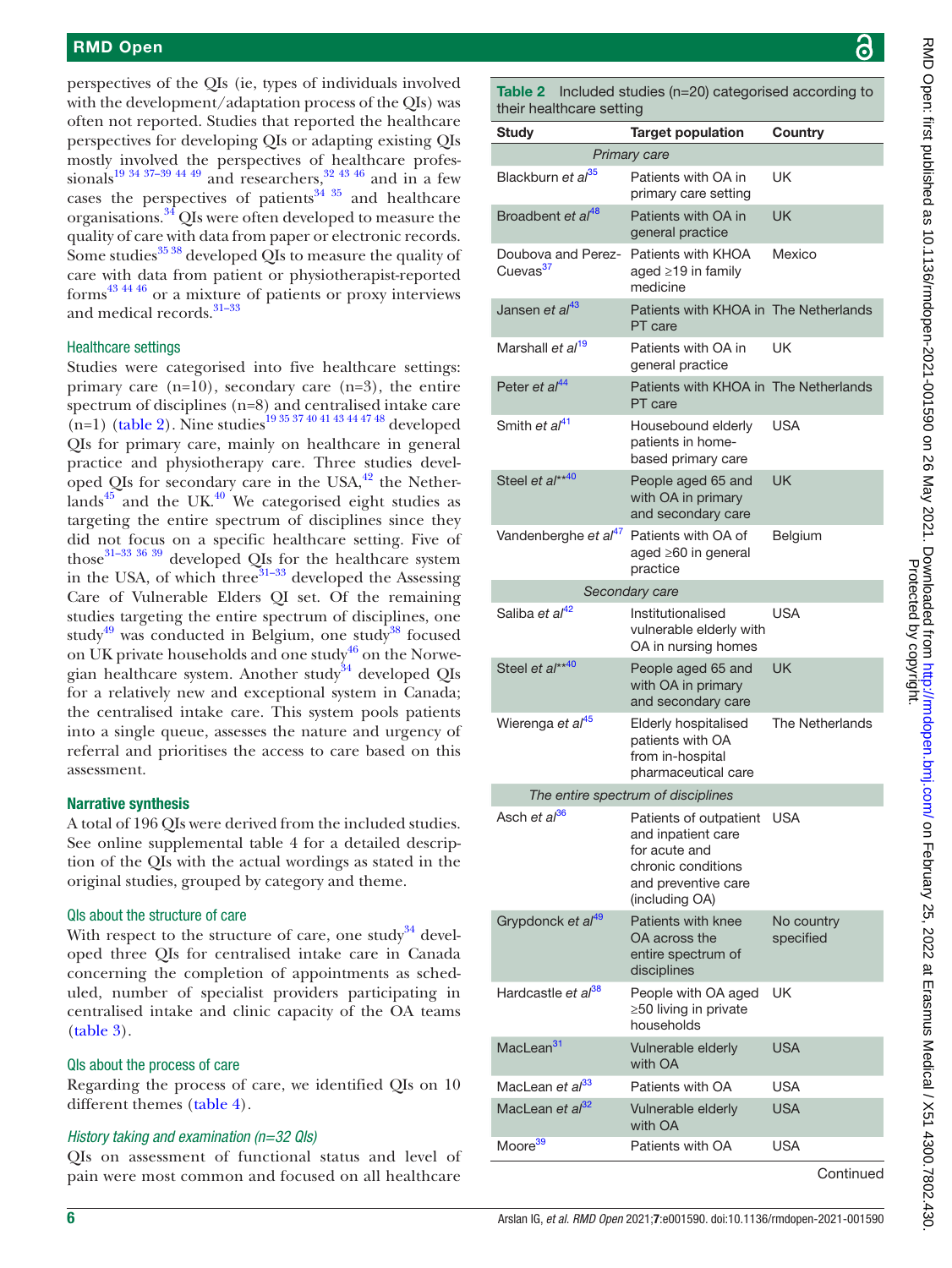perspectives of the QIs (ie, types of individuals involved with the development/adaptation process of the QIs) was often not reported. Studies that reported the healthcare perspectives for developing QIs or adapting existing QIs mostly involved the perspectives of healthcare professionals[19 34 37–39 44 49] and researchers,[32 43 46] and in a few cases the perspectives of patients[34 35] and healthcare organisations.[34] QIs were often developed to measure the quality of care with data from paper or electronic records. Some studies[35 38] developed QIs to measure the quality of care with data from patient or physiotherapist-reported forms[43 44 46] or a mixture of patients or proxy interviews and medical records.[31–33]

### Healthcare settings

Studies were categorised into five healthcare settings: primary care (n=10), secondary care (n=3), the entire spectrum of disciplines (n=8) and centralised intake care (n=1) (table 2). Nine studies[19 35 37 40 41 43 44 47 48] developed QIs for primary care, mainly on healthcare in general practice and physiotherapy care. Three studies developed QIs for secondary care in the USA,[42] the Netherlands[45] and the UK.[40] We categorised eight studies as targeting the entire spectrum of disciplines since they did not focus on a specific healthcare setting. Five of those[31–33 36 39] developed QIs for the healthcare system in the USA, of which three[31–33] developed the Assessing Care of Vulnerable Elders QI set. Of the remaining studies targeting the entire spectrum of disciplines, one study[49] was conducted in Belgium, one study[38] focused on UK private households and one study[46] on the Norwegian healthcare system. Another study[34] developed QIs for a relatively new and exceptional system in Canada; the centralised intake care. This system pools patients into a single queue, assesses the nature and urgency of referral and prioritises the access to care based on this assessment.

## Narrative synthesis

A total of 196 QIs were derived from the included studies. See online supplemental table 4 for a detailed description of the QIs with the actual wordings as stated in the original studies, grouped by category and theme.

### QIs about the structure of care

With respect to the structure of care, one study[34] developed three QIs for centralised intake care in Canada concerning the completion of appointments as scheduled, number of specialist providers participating in centralised intake and clinic capacity of the OA teams (table 3).

### QIs about the process of care

Regarding the process of care, we identified QIs on 10 different themes (table 4).

#### *History taking and examination (n=32 QIs)*

QIs on assessment of functional status and level of pain were most common and focused on all healthcare

**Table 2** Included studies (n=20) categorised according to their healthcare setting

| Study | Target population | Country |
|---|---|---|
| *Primary care* | | |
| Blackburn *et al*[35] | Patients with OA in primary care setting | UK |
| Broadbent *et al*[48] | Patients with OA in general practice | UK |
| Doubova and Perez-Cuevas[37] | Patients with KHOA aged ≥19 in family medicine | Mexico |
| Jansen *et al*[43] | Patients with KHOA in PT care | The Netherlands |
| Marshall *et al*[19] | Patients with OA in general practice | UK |
| Peter *et al*[44] | Patients with KHOA in PT care | The Netherlands |
| Smith *et al*[41] | Housebound elderly patients in home-based primary care | USA |
| Steel *et al*\*\*[40] | People aged 65 and with OA in primary and secondary care | UK |
| Vandenberghe *et al*[47] | Patients with OA of aged ≥60 in general practice | Belgium |
| *Secondary care* | | |
| Saliba *et al*[42] | Institutionalised vulnerable elderly with OA in nursing homes | USA |
| Steel *et al*\*\*[40] | People aged 65 and with OA in primary and secondary care | UK |
| Wierenga *et al*[45] | Elderly hospitalised patients with OA from in-hospital pharmaceutical care | The Netherlands |
| *The entire spectrum of disciplines* | | |
| Asch *et al*[36] | Patients of outpatient and inpatient care for acute and chronic conditions and preventive care (including OA) | USA |
| Grypdonck *et al*[49] | Patients with knee OA across the entire spectrum of disciplines | No country specified |
| Hardcastle *et al*[38] | People with OA aged ≥50 living in private households | UK |
| MacLean[31] | Vulnerable elderly with OA | USA |
| MacLean *et al*[33] | Patients with OA | USA |
| MacLean *et al*[32] | Vulnerable elderly with OA | USA |
| Moore[39] | Patients with OA | USA |

Continued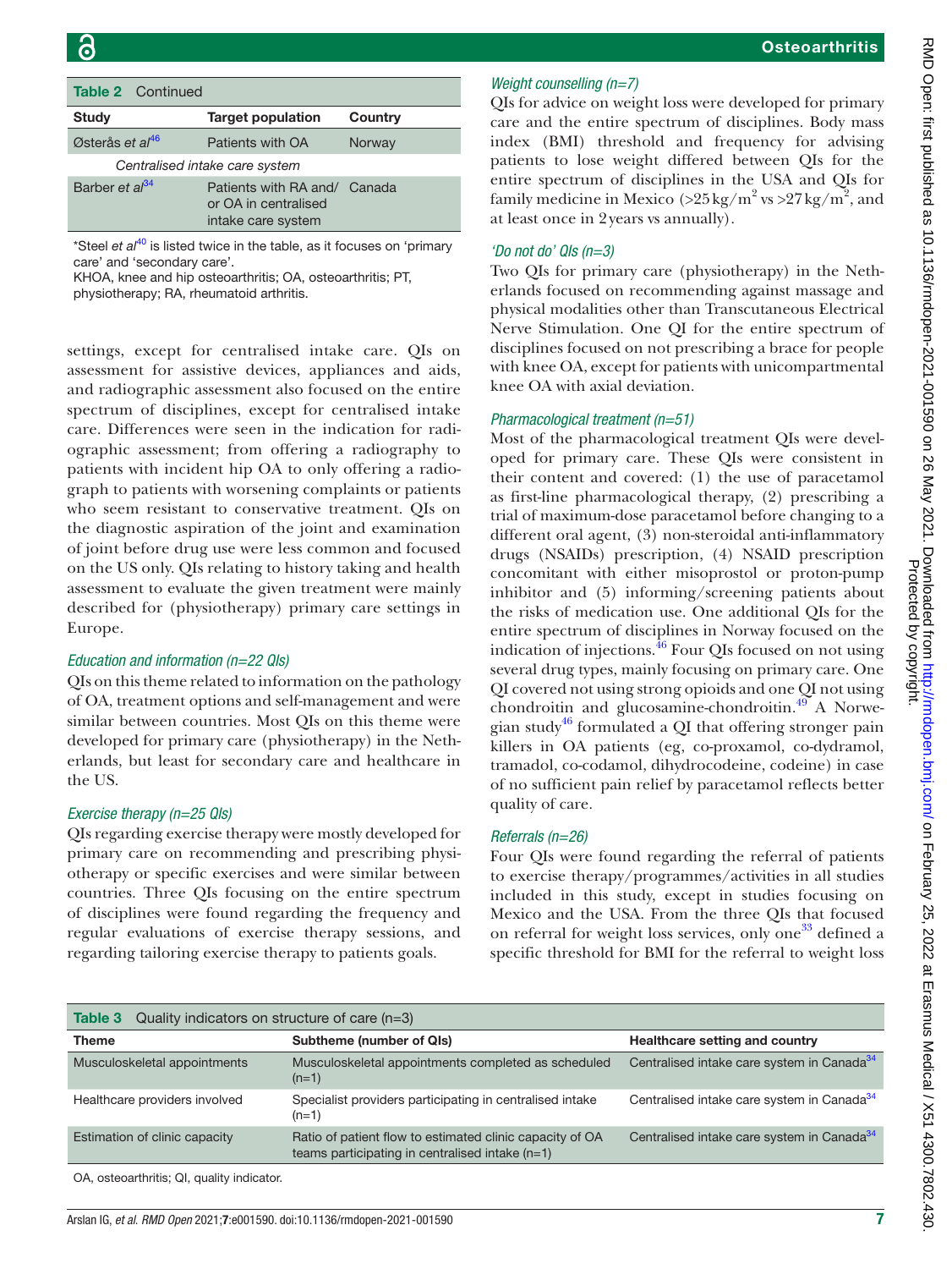**Table 2** Continued

| Study | Target population | Country |
|---|---|---|
| Østerås *et al*[46] | Patients with OA | Norway |
| *Centralised intake care system* | | |
| Barber *et al*[34] | Patients with RA and/or OA in centralised intake care system | Canada |

*Steel *et al*[40] is listed twice in the table, as it focuses on 'primary care' and 'secondary care'.
KHOA, knee and hip osteoarthritis; OA, osteoarthritis; PT, physiotherapy; RA, rheumatoid arthritis.

settings, except for centralised intake care. QIs on assessment for assistive devices, appliances and aids, and radiographic assessment also focused on the entire spectrum of disciplines, except for centralised intake care. Differences were seen in the indication for radiographic assessment; from offering a radiography to patients with incident hip OA to only offering a radiograph to patients with worsening complaints or patients who seem resistant to conservative treatment. QIs on the diagnostic aspiration of the joint and examination of joint before drug use were less common and focused on the US only. QIs relating to history taking and health assessment to evaluate the given treatment were mainly described for (physiotherapy) primary care settings in Europe.

### *Education and information (n=22 QIs)*

QIs on this theme related to information on the pathology of OA, treatment options and self-management and were similar between countries. Most QIs on this theme were developed for primary care (physiotherapy) in the Netherlands, but least for secondary care and healthcare in the US.

### *Exercise therapy (n=25 QIs)*

QIs regarding exercise therapy were mostly developed for primary care on recommending and prescribing physiotherapy or specific exercises and were similar between countries. Three QIs focusing on the entire spectrum of disciplines were found regarding the frequency and regular evaluations of exercise therapy sessions, and regarding tailoring exercise therapy to patients goals.

### *Weight counselling (n=7)*

QIs for advice on weight loss were developed for primary care and the entire spectrum of disciplines. Body mass index (BMI) threshold and frequency for advising patients to lose weight differed between QIs for the entire spectrum of disciplines in the USA and QIs for family medicine in Mexico ($>25\,kg/m^2$ vs $>27\,kg/m^2$, and at least once in 2 years vs annually).

### *'Do not do' QIs (n=3)*

Two QIs for primary care (physiotherapy) in the Netherlands focused on recommending against massage and physical modalities other than Transcutaneous Electrical Nerve Stimulation. One QI for the entire spectrum of disciplines focused on not prescribing a brace for people with knee OA, except for patients with unicompartmental knee OA with axial deviation.

### *Pharmacological treatment (n=51)*

Most of the pharmacological treatment QIs were developed for primary care. These QIs were consistent in their content and covered: (1) the use of paracetamol as first-line pharmacological therapy, (2) prescribing a trial of maximum-dose paracetamol before changing to a different oral agent, (3) non-steroidal anti-inflammatory drugs (NSAIDs) prescription, (4) NSAID prescription concomitant with either misoprostol or proton-pump inhibitor and (5) informing/screening patients about the risks of medication use. One additional QIs for the entire spectrum of disciplines in Norway focused on the indication of injections.[46] Four QIs focused on not using several drug types, mainly focusing on primary care. One QI covered not using strong opioids and one QI not using chondroitin and glucosamine-chondroitin.[49] A Norwegian study[46] formulated a QI that offering stronger pain killers in OA patients (eg, co-proxamol, co-dydramol, tramadol, co-codamol, dihydrocodeine, codeine) in case of no sufficient pain relief by paracetamol reflects better quality of care.

### *Referrals (n=26)*

Four QIs were found regarding the referral of patients to exercise therapy/programmes/activities in all studies included in this study, except in studies focusing on Mexico and the USA. From the three QIs that focused on referral for weight loss services, only one[33] defined a specific threshold for BMI for the referral to weight loss

**Table 3** Quality indicators on structure of care (n=3)

| Theme | Subtheme (number of QIs) | Healthcare setting and country |
|---|---|---|
| Musculoskeletal appointments | Musculoskeletal appointments completed as scheduled (n=1) | Centralised intake care system in Canada[34] |
| Healthcare providers involved | Specialist providers participating in centralised intake (n=1) | Centralised intake care system in Canada[34] |
| Estimation of clinic capacity | Ratio of patient flow to estimated clinic capacity of OA teams participating in centralised intake (n=1) | Centralised intake care system in Canada[34] |

OA, osteoarthritis; QI, quality indicator.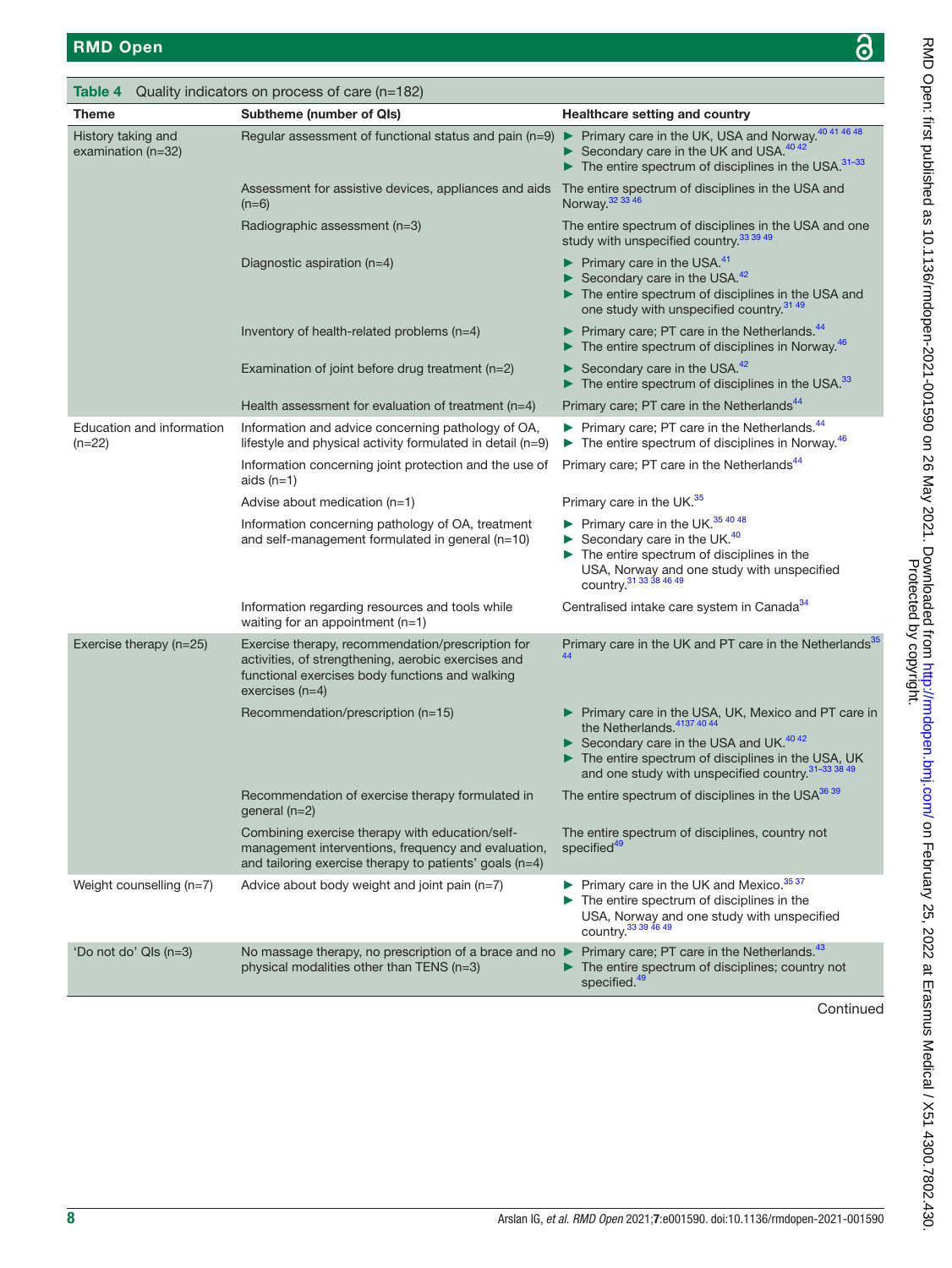Table 4 Quality indicators on process of care (n=182)

| Theme | Subtheme (number of QIs) | Healthcare setting and country |
|---|---|---|
| History taking and examination (n=32) | Regular assessment of functional status and pain (n=9) | ► Primary care in the UK, USA and Norway.[40 41 46 48] ► Secondary care in the UK and USA.[40 42] ► The entire spectrum of disciplines in the USA.[31–33] |
| | Assessment for assistive devices, appliances and aids (n=6) | The entire spectrum of disciplines in the USA and Norway.[32 33 46] |
| | Radiographic assessment (n=3) | The entire spectrum of disciplines in the USA and one study with unspecified country.[33 39 49] |
| | Diagnostic aspiration (n=4) | ► Primary care in the USA.[41] ► Secondary care in the USA.[42] ► The entire spectrum of disciplines in the USA and one study with unspecified country.[31 49] |
| | Inventory of health-related problems (n=4) | ► Primary care; PT care in the Netherlands.[44] ► The entire spectrum of disciplines in Norway.[46] |
| | Examination of joint before drug treatment (n=2) | ► Secondary care in the USA.[42] ► The entire spectrum of disciplines in the USA.[33] |
| | Health assessment for evaluation of treatment (n=4) | Primary care; PT care in the Netherlands[44] |
| Education and information (n=22) | Information and advice concerning pathology of OA, lifestyle and physical activity formulated in detail (n=9) | ► Primary care; PT care in the Netherlands.[44] ► The entire spectrum of disciplines in Norway.[46] |
| | Information concerning joint protection and the use of aids (n=1) | Primary care; PT care in the Netherlands[44] |
| | Advise about medication (n=1) | Primary care in the UK.[35] |
| | Information concerning pathology of OA, treatment and self-management formulated in general (n=10) | ► Primary care in the UK.[35 40 48] ► Secondary care in the UK.[40] ► The entire spectrum of disciplines in the USA, Norway and one study with unspecified country.[31 33 38 46 49] |
| | Information regarding resources and tools while waiting for an appointment (n=1) | Centralised intake care system in Canada[34] |
| Exercise therapy (n=25) | Exercise therapy, recommendation/prescription for activities, of strengthening, aerobic exercises and functional exercises body functions and walking exercises (n=4) | Primary care in the UK and PT care in the Netherlands[35 44] |
| | Recommendation/prescription (n=15) | ► Primary care in the USA, UK, Mexico and PT care in the Netherlands.[41 37 40 44] ► Secondary care in the USA and UK.[40 42] ► The entire spectrum of disciplines in the USA, UK and one study with unspecified country.[31–33 38 49] |
| | Recommendation of exercise therapy formulated in general (n=2) | The entire spectrum of disciplines in the USA[36 39] |
| | Combining exercise therapy with education/self-management interventions, frequency and evaluation, and tailoring exercise therapy to patients' goals (n=4) | The entire spectrum of disciplines, country not specified[49] |
| Weight counselling (n=7) | Advice about body weight and joint pain (n=7) | ► Primary care in the UK and Mexico.[35 37] ► The entire spectrum of disciplines in the USA, Norway and one study with unspecified country.[33 39 46 49] |
| 'Do not do' QIs (n=3) | No massage therapy, no prescription of a brace and no physical modalities other than TENS (n=3) | ► Primary care; PT care in the Netherlands.[43] ► The entire spectrum of disciplines; country not specified.[49] |

Continued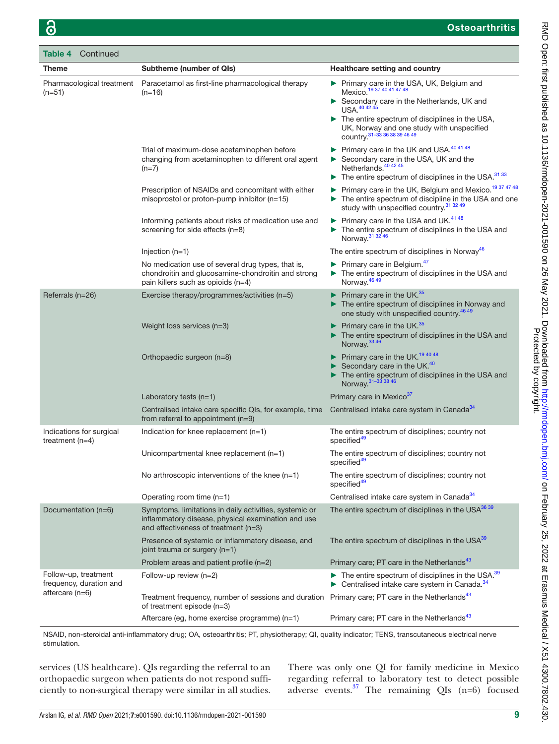**Table 4** Continued

| Theme | Subtheme (number of QIs) | Healthcare setting and country |
|---|---|---|
| Pharmacological treatment (n=51) | Paracetamol as first-line pharmacological therapy (n=16) | ► Primary care in the USA, UK, Belgium and Mexico.[19 37 40 41 47 48] ► Secondary care in the Netherlands, UK and USA.[40 42 45] ► The entire spectrum of disciplines in the USA, UK, Norway and one study with unspecified country.[31–33 36 38 39 46 49] |
| | Trial of maximum-dose acetaminophen before changing from acetaminophen to different oral agent (n=7) | ► Primary care in the UK and USA.[40 41 48] ► Secondary care in the USA, UK and the Netherlands.[40 42 45] ► The entire spectrum of disciplines in the USA.[31 33] |
| | Prescription of NSAIDs and concomitant with either misoprostol or proton-pump inhibitor (n=15) | ► Primary care in the UK, Belgium and Mexico.[19 37 47 48] ► The entire spectrum of discipline in the USA and one study with unspecified country.[31 32 49] |
| | Informing patients about risks of medication use and screening for side effects (n=8) | ► Primary care in the USA and UK.[41 48] ► The entire spectrum of disciplines in the USA and Norway.[31 32 46] |
| | Injection (n=1) | The entire spectrum of disciplines in Norway[46] |
| | No medication use of several drug types, that is, chondroitin and glucosamine-chondroitin and strong pain killers such as opioids (n=4) | ► Primary care in Belgium.[47] ► The entire spectrum of disciplines in the USA and Norway.[46 49] |
| Referrals (n=26) | Exercise therapy/programmes/activities (n=5) | ► Primary care in the UK.[35] ► The entire spectrum of disciplines in Norway and one study with unspecified country.[46 49] |
| | Weight loss services (n=3) | ► Primary care in the UK.[35] ► The entire spectrum of disciplines in the USA and Norway.[33 46] |
| | Orthopaedic surgeon (n=8) | ► Primary care in the UK.[19 40 48] ► Secondary care in the UK.[40] ► The entire spectrum of disciplines in the USA and Norway.[31–33 38 46] |
| | Laboratory tests (n=1) | Primary care in Mexico[37] |
| | Centralised intake care specific QIs, for example, time from referral to appointment (n=9) | Centralised intake care system in Canada[34] |
| Indications for surgical treatment (n=4) | Indication for knee replacement (n=1) | The entire spectrum of disciplines; country not specified[49] |
| | Unicompartmental knee replacement (n=1) | The entire spectrum of disciplines; country not specified[49] |
| | No arthroscopic interventions of the knee (n=1) | The entire spectrum of disciplines; country not specified[49] |
| | Operating room time (n=1) | Centralised intake care system in Canada[34] |
| Documentation (n=6) | Symptoms, limitations in daily activities, systemic or inflammatory disease, physical examination and use and effectiveness of treatment (n=3) | The entire spectrum of disciplines in the USA[36 39] |
| | Presence of systemic or inflammatory disease, and joint trauma or surgery (n=1) | The entire spectrum of disciplines in the USA[39] |
| | Problem areas and patient profile (n=2) | Primary care; PT care in the Netherlands[43] |
| Follow-up, treatment frequency, duration and aftercare (n=6) | Follow-up review (n=2) | ► The entire spectrum of disciplines in the USA.[39] ► Centralised intake care system in Canada.[34] |
| | Treatment frequency, number of sessions and duration of treatment episode (n=3) | Primary care; PT care in the Netherlands[43] |
| | Aftercare (eg, home exercise programme) (n=1) | Primary care; PT care in the Netherlands[43] |

NSAID, non-steroidal anti-inflammatory drug; OA, osteoarthritis; PT, physiotherapy; QI, quality indicator; TENS, transcutaneous electrical nerve stimulation.

services (US healthcare). QIs regarding the referral to an orthopaedic surgeon when patients do not respond sufficiently to non-surgical therapy were similar in all studies. There was only one QI for family medicine in Mexico regarding referral to laboratory test to detect possible adverse events.[37] The remaining QIs (n=6) focused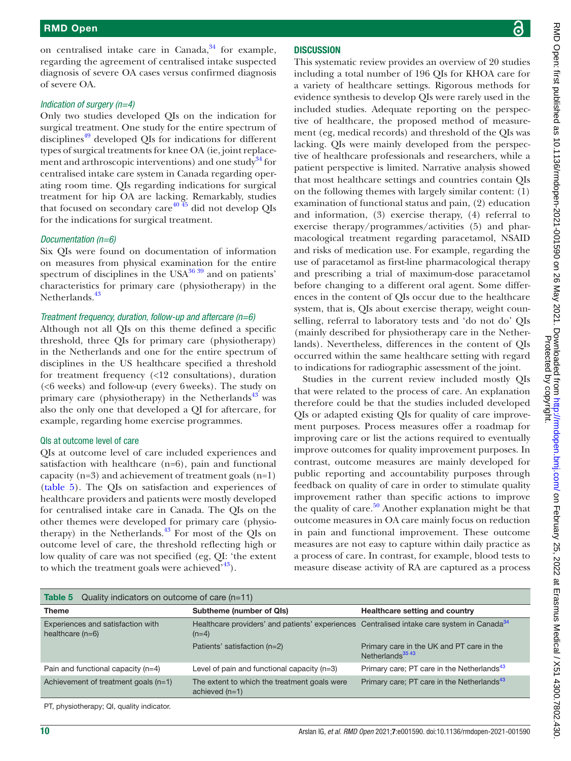on centralised intake care in Canada,[34] for example, regarding the agreement of centralised intake suspected diagnosis of severe OA cases versus confirmed diagnosis of severe OA.

*Indication of surgery (n=4)*

Only two studies developed QIs on the indication for surgical treatment. One study for the entire spectrum of disciplines[49] developed QIs for indications for different types of surgical treatments for knee OA (ie, joint replacement and arthroscopic interventions) and one study[34] for centralised intake care system in Canada regarding operating room time. QIs regarding indications for surgical treatment for hip OA are lacking. Remarkably, studies that focused on secondary care[40 45] did not develop QIs for the indications for surgical treatment.

*Documentation (n=6)*

Six QIs were found on documentation of information on measures from physical examination for the entire spectrum of disciplines in the USA[36 39] and on patients' characteristics for primary care (physiotherapy) in the Netherlands.[43]

*Treatment frequency, duration, follow-up and aftercare (n=6)*

Although not all QIs on this theme defined a specific threshold, three QIs for primary care (physiotherapy) in the Netherlands and one for the entire spectrum of disciplines in the US healthcare specified a threshold for treatment frequency (<12 consultations), duration (<6 weeks) and follow-up (every 6 weeks). The study on primary care (physiotherapy) in the Netherlands[43] was also the only one that developed a QI for aftercare, for example, regarding home exercise programmes.

### QIs at outcome level of care

QIs at outcome level of care included experiences and satisfaction with healthcare (n=6), pain and functional capacity (n=3) and achievement of treatment goals (n=1) (table 5). The QIs on satisfaction and experiences of healthcare providers and patients were mostly developed for centralised intake care in Canada. The QIs on the other themes were developed for primary care (physiotherapy) in the Netherlands.[43] For most of the QIs on outcome level of care, the threshold reflecting high or low quality of care was not specified (eg, QI: 'the extent to which the treatment goals were achieved'[43]).

## DISCUSSION

This systematic review provides an overview of 20 studies including a total number of 196 QIs for KHOA care for a variety of healthcare settings. Rigorous methods for evidence synthesis to develop QIs were rarely used in the included studies. Adequate reporting on the perspective of healthcare, the proposed method of measurement (eg, medical records) and threshold of the QIs was lacking. QIs were mainly developed from the perspective of healthcare professionals and researchers, while a patient perspective is limited. Narrative analysis showed that most healthcare settings and countries contain QIs on the following themes with largely similar content: (1) examination of functional status and pain, (2) education and information, (3) exercise therapy, (4) referral to exercise therapy/programmes/activities (5) and pharmacological treatment regarding paracetamol, NSAID and risks of medication use. For example, regarding the use of paracetamol as first-line pharmacological therapy and prescribing a trial of maximum-dose paracetamol before changing to a different oral agent. Some differences in the content of QIs occur due to the healthcare system, that is, QIs about exercise therapy, weight counselling, referral to laboratory tests and 'do not do' QIs (mainly described for physiotherapy care in the Netherlands). Nevertheless, differences in the content of QIs occurred within the same healthcare setting with regard to indications for radiographic assessment of the joint.

Studies in the current review included mostly QIs that were related to the process of care. An explanation therefore could be that the studies included developed QIs or adapted existing QIs for quality of care improvement purposes. Process measures offer a roadmap for improving care or list the actions required to eventually improve outcomes for quality improvement purposes. In contrast, outcome measures are mainly developed for public reporting and accountability purposes through feedback on quality of care in order to stimulate quality improvement rather than specific actions to improve the quality of care.[50] Another explanation might be that outcome measures in OA care mainly focus on reduction in pain and functional improvement. These outcome measures are not easy to capture within daily practice as a process of care. In contrast, for example, blood tests to measure disease activity of RA are captured as a process

**Table 5** Quality indicators on outcome of care (n=11)

| Theme | Subtheme (number of QIs) | Healthcare setting and country |
|---|---|---|
| Experiences and satisfaction with healthcare (n=6) | Healthcare providers' and patients' experiences (n=4) | Centralised intake care system in Canada[34] |
| | Patients' satisfaction (n=2) | Primary care in the UK and PT care in the Netherlands[35 43] |
| Pain and functional capacity (n=4) | Level of pain and functional capacity (n=3) | Primary care; PT care in the Netherlands[43] |
| Achievement of treatment goals (n=1) | The extent to which the treatment goals were achieved (n=1) | Primary care; PT care in the Netherlands[43] |

PT, physiotherapy; QI, quality indicator.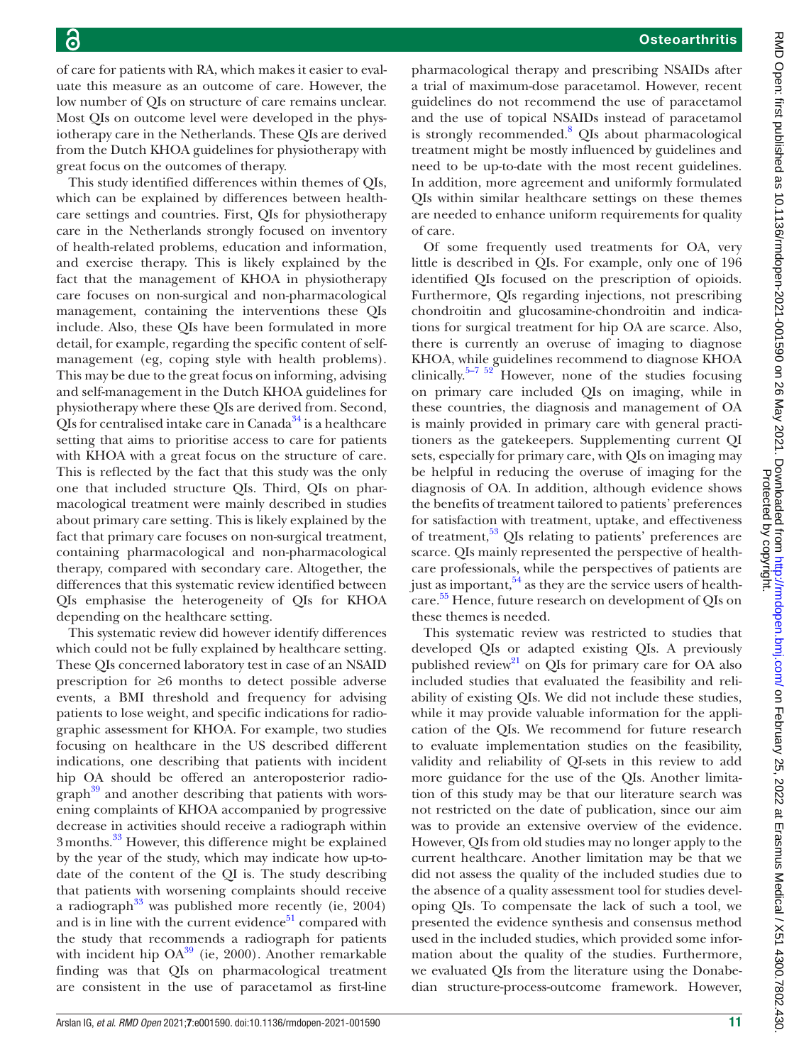of care for patients with RA, which makes it easier to evaluate this measure as an outcome of care. However, the low number of QIs on structure of care remains unclear. Most QIs on outcome level were developed in the physiotherapy care in the Netherlands. These QIs are derived from the Dutch KHOA guidelines for physiotherapy with great focus on the outcomes of therapy.

This study identified differences within themes of QIs, which can be explained by differences between healthcare settings and countries. First, QIs for physiotherapy care in the Netherlands strongly focused on inventory of health-related problems, education and information, and exercise therapy. This is likely explained by the fact that the management of KHOA in physiotherapy care focuses on non-surgical and non-pharmacological management, containing the interventions these QIs include. Also, these QIs have been formulated in more detail, for example, regarding the specific content of self-management (eg, coping style with health problems). This may be due to the great focus on informing, advising and self-management in the Dutch KHOA guidelines for physiotherapy where these QIs are derived from. Second, QIs for centralised intake care in Canada[34] is a healthcare setting that aims to prioritise access to care for patients with KHOA with a great focus on the structure of care. This is reflected by the fact that this study was the only one that included structure QIs. Third, QIs on pharmacological treatment were mainly described in studies about primary care setting. This is likely explained by the fact that primary care focuses on non-surgical treatment, containing pharmacological and non-pharmacological therapy, compared with secondary care. Altogether, the differences that this systematic review identified between QIs emphasise the heterogeneity of QIs for KHOA depending on the healthcare setting.

This systematic review did however identify differences which could not be fully explained by healthcare setting. These QIs concerned laboratory test in case of an NSAID prescription for ≥6 months to detect possible adverse events, a BMI threshold and frequency for advising patients to lose weight, and specific indications for radiographic assessment for KHOA. For example, two studies focusing on healthcare in the US described different indications, one describing that patients with incident hip OA should be offered an anteroposterior radiograph[39] and another describing that patients with worsening complaints of KHOA accompanied by progressive decrease in activities should receive a radiograph within 3 months.[33] However, this difference might be explained by the year of the study, which may indicate how up-to-date of the content of the QI is. The study describing that patients with worsening complaints should receive a radiograph[33] was published more recently (ie, 2004) and is in line with the current evidence[51] compared with the study that recommends a radiograph for patients with incident hip OA[39] (ie, 2000). Another remarkable finding was that QIs on pharmacological treatment are consistent in the use of paracetamol as first-line pharmacological therapy and prescribing NSAIDs after a trial of maximum-dose paracetamol. However, recent guidelines do not recommend the use of paracetamol and the use of topical NSAIDs instead of paracetamol is strongly recommended.[8] QIs about pharmacological treatment might be mostly influenced by guidelines and need to be up-to-date with the most recent guidelines. In addition, more agreement and uniformly formulated QIs within similar healthcare settings on these themes are needed to enhance uniform requirements for quality of care.

Of some frequently used treatments for OA, very little is described in QIs. For example, only one of 196 identified QIs focused on the prescription of opioids. Furthermore, QIs regarding injections, not prescribing chondroitin and glucosamine-chondroitin and indications for surgical treatment for hip OA are scarce. Also, there is currently an overuse of imaging to diagnose KHOA, while guidelines recommend to diagnose KHOA clinically.[5–7 52] However, none of the studies focusing on primary care included QIs on imaging, while in these countries, the diagnosis and management of OA is mainly provided in primary care with general practitioners as the gatekeepers. Supplementing current QI sets, especially for primary care, with QIs on imaging may be helpful in reducing the overuse of imaging for the diagnosis of OA. In addition, although evidence shows the benefits of treatment tailored to patients' preferences for satisfaction with treatment, uptake, and effectiveness of treatment,[53] QIs relating to patients' preferences are scarce. QIs mainly represented the perspective of healthcare professionals, while the perspectives of patients are just as important,[54] as they are the service users of healthcare.[55] Hence, future research on development of QIs on these themes is needed.

This systematic review was restricted to studies that developed QIs or adapted existing QIs. A previously published review[21] on QIs for primary care for OA also included studies that evaluated the feasibility and reliability of existing QIs. We did not include these studies, while it may provide valuable information for the application of the QIs. We recommend for future research to evaluate implementation studies on the feasibility, validity and reliability of QI-sets in this review to add more guidance for the use of the QIs. Another limitation of this study may be that our literature search was not restricted on the date of publication, since our aim was to provide an extensive overview of the evidence. However, QIs from old studies may no longer apply to the current healthcare. Another limitation may be that we did not assess the quality of the included studies due to the absence of a quality assessment tool for studies developing QIs. To compensate the lack of such a tool, we presented the evidence synthesis and consensus method used in the included studies, which provided some information about the quality of the studies. Furthermore, we evaluated QIs from the literature using the Donabedian structure-process-outcome framework. However,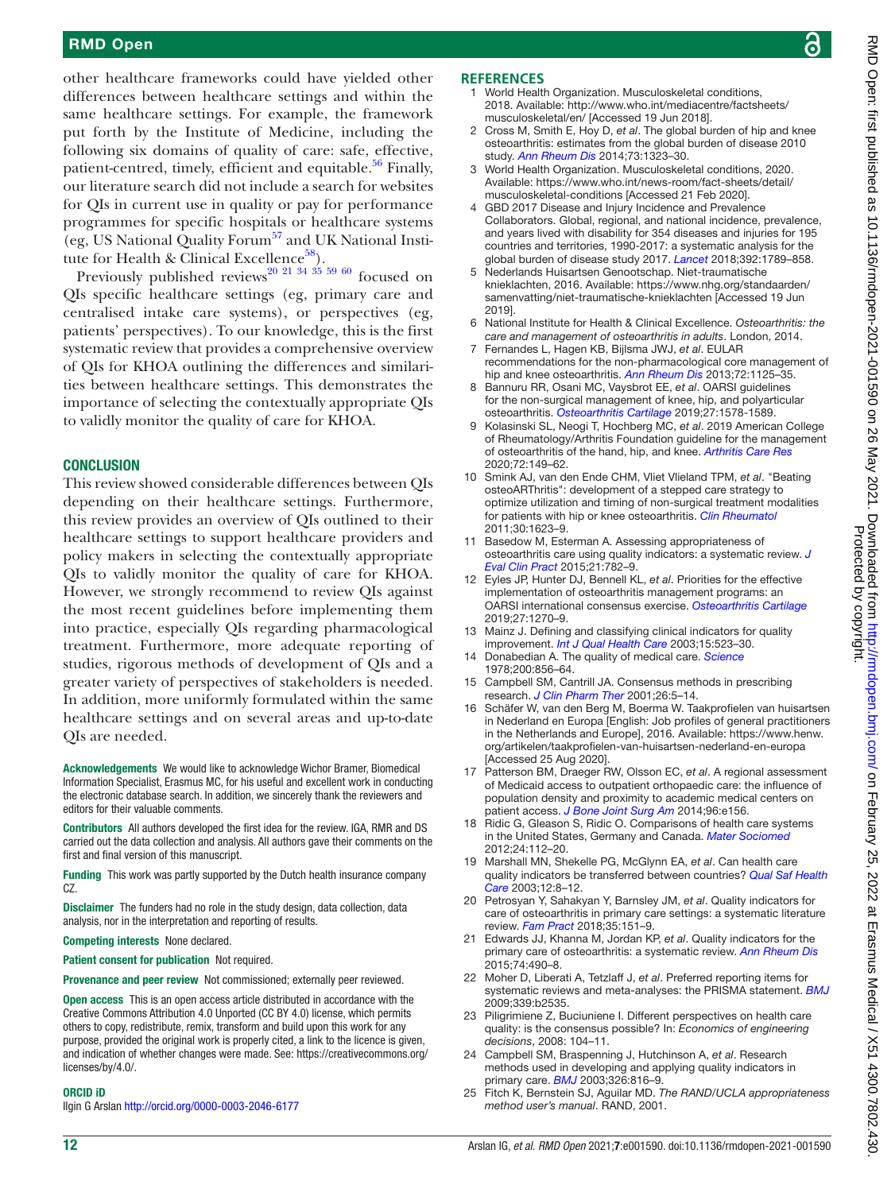other healthcare frameworks could have yielded other differences between healthcare settings and within the same healthcare settings. For example, the framework put forth by the Institute of Medicine, including the following six domains of quality of care: safe, effective, patient-centred, timely, efficient and equitable.[56] Finally, our literature search did not include a search for websites for QIs in current use in quality or pay for performance programmes for specific hospitals or healthcare systems (eg, US National Quality Forum[57] and UK National Institute for Health & Clinical Excellence[58]).

Previously published reviews[20 21 34 35 59 60] focused on QIs specific healthcare settings (eg, primary care and centralised intake care systems), or perspectives (eg, patients' perspectives). To our knowledge, this is the first systematic review that provides a comprehensive overview of QIs for KHOA outlining the differences and similarities between healthcare settings. This demonstrates the importance of selecting the contextually appropriate QIs to validly monitor the quality of care for KHOA.

## CONCLUSION

This review showed considerable differences between QIs depending on their healthcare settings. Furthermore, this review provides an overview of QIs outlined to their healthcare settings to support healthcare providers and policy makers in selecting the contextually appropriate QIs to validly monitor the quality of care for KHOA. However, we strongly recommend to review QIs against the most recent guidelines before implementing them into practice, especially QIs regarding pharmacological treatment. Furthermore, more adequate reporting of studies, rigorous methods of development of QIs and a greater variety of perspectives of stakeholders is needed. In addition, more uniformly formulated within the same healthcare settings and on several areas and up-to-date QIs are needed.

**Acknowledgements** We would like to acknowledge Wichor Bramer, Biomedical Information Specialist, Erasmus MC, for his useful and excellent work in conducting the electronic database search. In addition, we sincerely thank the reviewers and editors for their valuable comments.

**Contributors** All authors developed the first idea for the review. IGA, RMR and DS carried out the data collection and analysis. All authors gave their comments on the first and final version of this manuscript.

**Funding** This work was partly supported by the Dutch health insurance company CZ.

**Disclaimer** The funders had no role in the study design, data collection, data analysis, nor in the interpretation and reporting of results.

**Competing interests** None declared.

**Patient consent for publication** Not required.

**Provenance and peer review** Not commissioned; externally peer reviewed.

**Open access** This is an open access article distributed in accordance with the Creative Commons Attribution 4.0 Unported (CC BY 4.0) license, which permits others to copy, redistribute, remix, transform and build upon this work for any purpose, provided the original work is properly cited, a link to the licence is given, and indication of whether changes were made. See: https://creativecommons.org/licenses/by/4.0/.

### ORCID iD

Ilgin G Arslan http://orcid.org/0000-0003-2046-6177

## REFERENCES

1. World Health Organization. Musculoskeletal conditions, 2018. Available: http://www.who.int/mediacentre/factsheets/musculoskeletal/en/ [Accessed 19 Jun 2018].
2. Cross M, Smith E, Hoy D, *et al*. The global burden of hip and knee osteoarthritis: estimates from the global burden of disease 2010 study. *Ann Rheum Dis* 2014;73:1323–30.
3. World Health Organization. Musculoskeletal conditions, 2020. Available: https://www.who.int/news-room/fact-sheets/detail/musculoskeletal-conditions [Accessed 21 Feb 2020].
4. GBD 2017 Disease and Injury Incidence and Prevalence Collaborators. Global, regional, and national incidence, prevalence, and years lived with disability for 354 diseases and injuries for 195 countries and territories, 1990-2017: a systematic analysis for the global burden of disease study 2017. *Lancet* 2018;392:1789–858.
5. Nederlands Huisartsen Genootschap. Niet-traumatische knieklachten, 2016. Available: https://www.nhg.org/standaarden/samenvatting/niet-traumatische-knieklachten [Accessed 19 Jun 2019].
6. National Institute for Health & Clinical Excellence. *Osteoarthritis: the care and management of osteoarthritis in adults*. London, 2014.
7. Fernandes L, Hagen KB, Bijlsma JWJ, *et al*. EULAR recommendations for the non-pharmacological core management of hip and knee osteoarthritis. *Ann Rheum Dis* 2013;72:1125–35.
8. Bannuru RR, Osani MC, Vaysbrot EE, *et al*. OARSI guidelines for the non-surgical management of knee, hip, and polyarticular osteoarthritis. *Osteoarthritis Cartilage* 2019;27:1578-1589.
9. Kolasinski SL, Neogi T, Hochberg MC, *et al*. 2019 American College of Rheumatology/Arthritis Foundation guideline for the management of osteoarthritis of the hand, hip, and knee. *Arthritis Care Res* 2020;72:149–62.
10. Smink AJ, van den Ende CHM, Vliet Vlieland TPM, *et al*. "Beating osteoARThritis": development of a stepped care strategy to optimize utilization and timing of non-surgical treatment modalities for patients with hip or knee osteoarthritis. *Clin Rheumatol* 2011;30:1623–9.
11. Basedow M, Esterman A. Assessing appropriateness of osteoarthritis care using quality indicators: a systematic review. *J Eval Clin Pract* 2015;21:782–9.
12. Eyles JP, Hunter DJ, Bennell KL, *et al*. Priorities for the effective implementation of osteoarthritis management programs: an OARSI international consensus exercise. *Osteoarthritis Cartilage* 2019;27:1270–9.
13. Mainz J. Defining and classifying clinical indicators for quality improvement. *Int J Qual Health Care* 2003;15:523–30.
14. Donabedian A. The quality of medical care. *Science* 1978;200:856–64.
15. Campbell SM, Cantrill JA. Consensus methods in prescribing research. *J Clin Pharm Ther* 2001;26:5–14.
16. Schäfer W, van den Berg M, Boerma W. Taakprofielen van huisartsen in Nederland en Europa [English: Job profiles of general practitioners in the Netherlands and Europe], 2016. Available: https://www.henw.org/artikelen/taakprofielen-van-huisartsen-nederland-en-europa [Accessed 25 Aug 2020].
17. Patterson BM, Draeger RW, Olsson EC, *et al*. A regional assessment of Medicaid access to outpatient orthopaedic care: the influence of population density and proximity to academic medical centers on patient access. *J Bone Joint Surg Am* 2014;96:e156.
18. Ridic G, Gleason S, Ridic O. Comparisons of health care systems in the United States, Germany and Canada. *Mater Sociomed* 2012;24:112–20.
19. Marshall MN, Shekelle PG, McGlynn EA, *et al*. Can health care quality indicators be transferred between countries? *Qual Saf Health Care* 2003;12:8–12.
20. Petrosyan Y, Sahakyan Y, Barnsley JM, *et al*. Quality indicators for care of osteoarthritis in primary care settings: a systematic literature review. *Fam Pract* 2018;35:151–9.
21. Edwards JJ, Khanna M, Jordan KP, *et al*. Quality indicators for the primary care of osteoarthritis: a systematic review. *Ann Rheum Dis* 2015;74:490–8.
22. Moher D, Liberati A, Tetzlaff J, *et al*. Preferred reporting items for systematic reviews and meta-analyses: the PRISMA statement. *BMJ* 2009;339:b2535.
23. Piligrimiene Z, Buciuniene I. Different perspectives on health care quality: is the consensus possible? In: *Economics of engineering decisions*, 2008: 104–11.
24. Campbell SM, Braspenning J, Hutchinson A, *et al*. Research methods used in developing and applying quality indicators in primary care. *BMJ* 2003;326:816–9.
25. Fitch K, Bernstein SJ, Aguilar MD. *The RAND/UCLA appropriateness method user's manual*. RAND, 2001.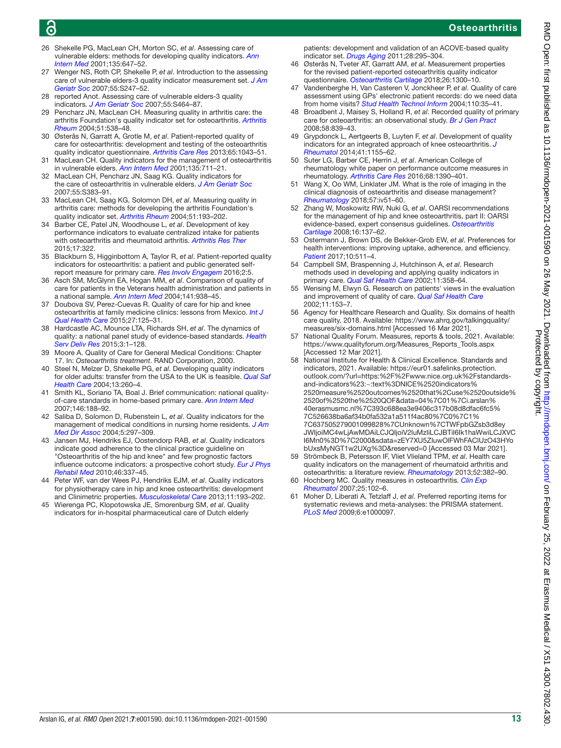26 Shekelle PG, MacLean CH, Morton SC, *et al*. Assessing care of vulnerable elders: methods for developing quality indicators. *Ann Intern Med* 2001;135:647–52.
27 Wenger NS, Roth CP, Shekelle P, *et al*. Introduction to the assessing care of vulnerable elders-3 quality indicator measurement set. *J Am Geriatr Soc* 2007;55:S247–52.
28 reported Anot. Assessing care of vulnerable elders-3 quality indicators. *J Am Geriatr Soc* 2007;55:S464–87.
29 Pencharz JN, MacLean CH. Measuring quality in arthritis care: the arthritis Foundation's quality indicator set for osteoarthritis. *Arthritis Rheum* 2004;51:538–48.
30 Østerås N, Garratt A, Grotle M, *et al*. Patient-reported quality of care for osteoarthritis: development and testing of the osteoarthritis quality indicator questionnaire. *Arthritis Care Res* 2013;65:1043–51.
31 MacLean CH. Quality indicators for the management of osteoarthritis in vulnerable elders. *Ann Intern Med* 2001;135:711–21.
32 MacLean CH, Pencharz JN, Saag KG. Quality indicators for the care of osteoarthritis in vulnerable elders. *J Am Geriatr Soc* 2007;55:S383–91.
33 MacLean CH, Saag KG, Solomon DH, *et al*. Measuring quality in arthritis care: methods for developing the arthritis Foundation's quality indicator set. *Arthritis Rheum* 2004;51:193–202.
34 Barber CE, Patel JN, Woodhouse L, *et al*. Development of key performance indicators to evaluate centralized intake for patients with osteoarthritis and rheumatoid arthritis. *Arthritis Res Ther* 2015;17:322.
35 Blackburn S, Higginbottom A, Taylor R, *et al*. Patient-reported quality indicators for osteoarthritis: a patient and public generated self-report measure for primary care. *Res Involv Engagem* 2016;2:5.
36 Asch SM, McGlynn EA, Hogan MM, *et al*. Comparison of quality of care for patients in the Veterans health administration and patients in a national sample. *Ann Intern Med* 2004;141:938–45.
37 Doubova SV, Perez-Cuevas R. Quality of care for hip and knee osteoarthritis at family medicine clinics: lessons from Mexico. *Int J Qual Health Care* 2015;27:125–31.
38 Hardcastle AC, Mounce LTA, Richards SH, *et al*. The dynamics of quality: a national panel study of evidence-based standards. *Health Serv Deliv Res* 2015;3:1–128.
39 Moore A. Quality of Care for General Medical Conditions: Chapter 17. In: *Osteoarthritis treatment*. RAND Corporation, 2000.
40 Steel N, Melzer D, Shekelle PG, *et al*. Developing quality indicators for older adults: transfer from the USA to the UK is feasible. *Qual Saf Health Care* 2004;13:260–4.
41 Smith KL, Soriano TA, Boal J. Brief communication: national quality-of-care standards in home-based primary care. *Ann Intern Med* 2007;146:188–92.
42 Saliba D, Solomon D, Rubenstein L, *et al*. Quality indicators for the management of medical conditions in nursing home residents. *J Am Med Dir Assoc* 2004;5:297–309.
43 Jansen MJ, Hendriks EJ, Oostendorp RAB, *et al*. Quality indicators indicate good adherence to the clinical practice guideline on "Osteoarthritis of the hip and knee" and few prognostic factors influence outcome indicators: a prospective cohort study. *Eur J Phys Rehabil Med* 2010;46:337–45.
44 Peter WF, van der Wees PJ, Hendriks EJM, *et al*. Quality indicators for physiotherapy care in hip and knee osteoarthritis: development and Clinimetric properties. *Musculoskeletal Care* 2013;11:193–202.
45 Wierenga PC, Klopotowska JE, Smorenburg SM, *et al*. Quality indicators for in-hospital pharmaceutical care of Dutch elderly patients: development and validation of an ACOVE-based quality indicator set. *Drugs Aging* 2011;28:295–304.
46 Østerås N, Tveter AT, Garratt AM, *et al*. Measurement properties for the revised patient-reported osteoarthritis quality indicator questionnaire. *Osteoarthritis Cartilage* 2018;26:1300–10.
47 Vandenberghe H, Van Casteren V, Jonckheer P, *et al*. Quality of care assessment using GPs' electronic patient records: do we need data from home visits? *Stud Health Technol Inform* 2004;110:35–41.
48 Broadbent J, Maisey S, Holland R, *et al*. Recorded quality of primary care for osteoarthritis: an observational study. *Br J Gen Pract* 2008;58:839–43.
49 Grypdonck L, Aertgeerts B, Luyten F, *et al*. Development of quality indicators for an integrated approach of knee osteoarthritis. *J Rheumatol* 2014;41:1155–62.
50 Suter LG, Barber CE, Herrin J, *et al*. American College of rheumatology white paper on performance outcome measures in rheumatology. *Arthritis Care Res* 2016;68:1390–401.
51 Wang X, Oo WM, Linklater JM. What is the role of imaging in the clinical diagnosis of osteoarthritis and disease management? *Rheumatology* 2018;57:iv51–60.
52 Zhang W, Moskowitz RW, Nuki G, *et al*. OARSI recommendations for the management of hip and knee osteoarthritis, part II: OARSI evidence-based, expert consensus guidelines. *Osteoarthritis Cartilage* 2008;16:137–62.
53 Ostermann J, Brown DS, de Bekker-Grob EW, *et al*. Preferences for health interventions: improving uptake, adherence, and efficiency. *Patient* 2017;10:511–4.
54 Campbell SM, Braspenning J, Hutchinson A, *et al*. Research methods used in developing and applying quality indicators in primary care. *Qual Saf Health Care* 2002;11:358–64.
55 Wensing M, Elwyn G. Research on patients' views in the evaluation and improvement of quality of care. *Qual Saf Health Care* 2002;11:153–7.
56 Agency for Healthcare Research and Quality. Six domains of health care quality, 2018. Available: https://www.ahrq.gov/talkingquality/measures/six-domains.html [Accessed 16 Mar 2021].
57 National Quality Forum. Measures, reports & tools, 2021. Available: https://www.qualityforum.org/Measures_Reports_Tools.aspx [Accessed 12 Mar 2021].
58 National Institute for Health & Clinical Excellence. Standards and indicators, 2021. Available: https://eur01.safelinks.protection.outlook.com/?url=https:%2F%2Fwww.nice.org.uk%2Fstandards-and-indicators%23:~:text%3DNICE%2520indicators%2520measure%2520outcomes%2520that%2Cuse%2520outside%2520of%2520the%2520QOF&data=04%7C01%7Ci.arslan%40erasmusmc.nl%7C393c688ea3e9406c317b08d8dfac6fc5%7C526638ba6af34b0fa532a1a511f4ac80%7C0%7C1%7C637505279001099828%7CUnknown%7CTWFpbGZsb3d8eyJWIjoiMC4wLjAwMDAiLCJQIjoiV2luMzIiLCJBTiI6Ik1haWwiLCJXVCI6Mn0%3D%7C2000&sdata=zEY7XU5ZIuwOlFWhFACIUzO43HYobUxsMyNGT1w2UXg%3D&reserved=0 [Accessed 03 Mar 2021].
59 Strömbeck B, Petersson IF, Vliet Vlieland TPM, *et al*. Health care quality indicators on the management of rheumatoid arthritis and osteoarthritis: a literature review. *Rheumatology* 2013;52:382–90.
60 Hochberg MC. Quality measures in osteoarthritis. *Clin Exp Rheumatol* 2007;25:102–6.
61 Moher D, Liberati A, Tetzlaff J, *et al*. Preferred reporting items for systematic reviews and meta-analyses: the PRISMA statement. *PLoS Med* 2009;6:e1000097.